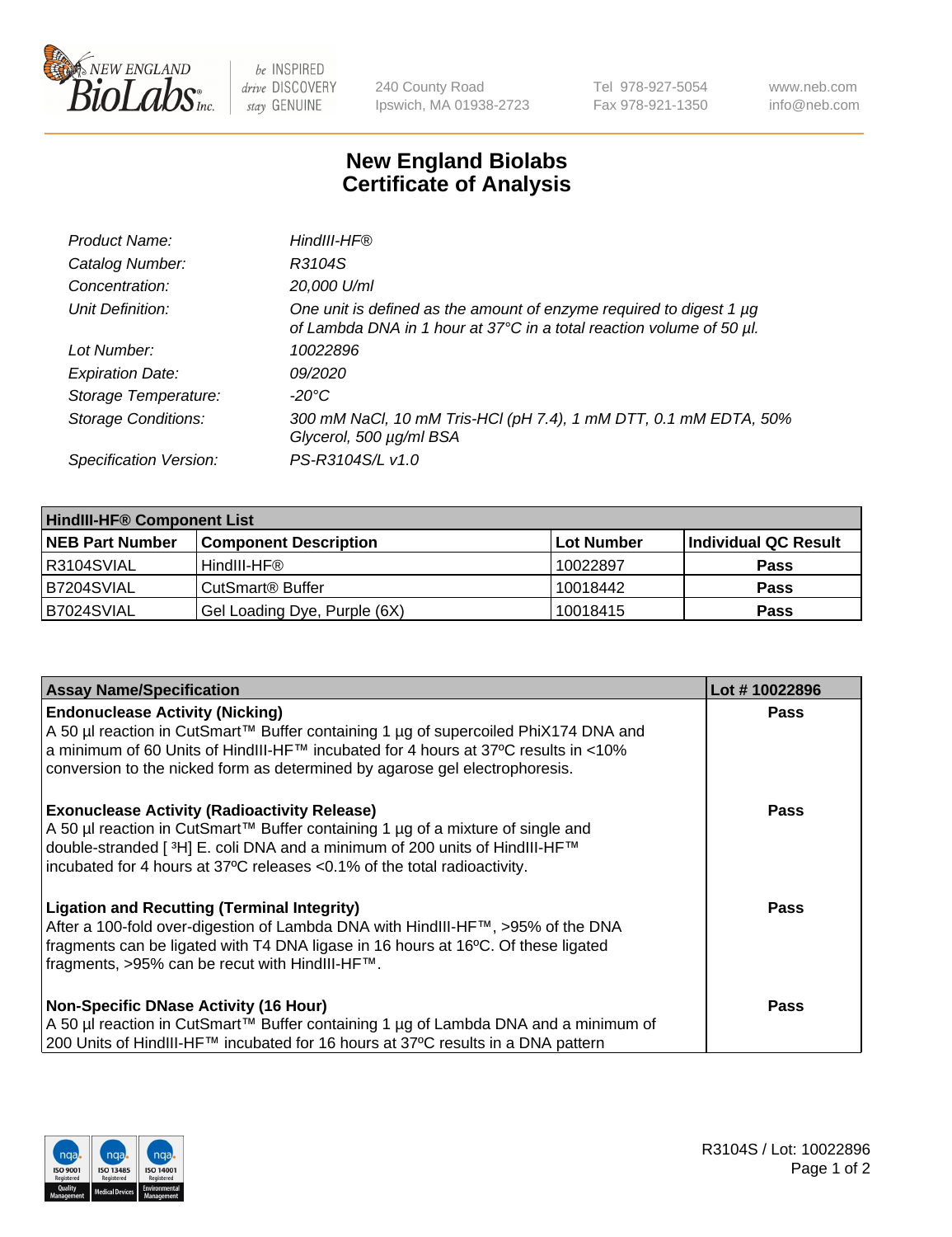# New England Biolabs
## Certificate of Analysis

| | |
|---|---|
| *Product Name:* | *HindIII-HF®* |
| *Catalog Number:* | *R3104S* |
| *Concentration:* | *20,000 U/ml* |
| *Unit Definition:* | *One unit is defined as the amount of enzyme required to digest 1 µg of Lambda DNA in 1 hour at 37°C in a total reaction volume of 50 µl.* |
| *Lot Number:* | *10022896* |
| *Expiration Date:* | *09/2020* |
| *Storage Temperature:* | *-20°C* |
| *Storage Conditions:* | *300 mM NaCl, 10 mM Tris-HCl (pH 7.4), 1 mM DTT, 0.1 mM EDTA, 50% Glycerol, 500 µg/ml BSA* |
| *Specification Version:* | *PS-R3104S/L v1.0* |

| HindIII-HF® Component List | | | |
|---|---|---|---|
| **NEB Part Number** | **Component Description** | **Lot Number** | **Individual QC Result** |
| R3104SVIAL | HindIII-HF® | 10022897 | **Pass** |
| B7204SVIAL | CutSmart® Buffer | 10018442 | **Pass** |
| B7024SVIAL | Gel Loading Dye, Purple (6X) | 10018415 | **Pass** |

| Assay Name/Specification | Lot # 10022896 |
|---|---|
| **Endonuclease Activity (Nicking)** A 50 µl reaction in CutSmart™ Buffer containing 1 µg of supercoiled PhiX174 DNA and a minimum of 60 Units of HindIII-HF™ incubated for 4 hours at 37ºC results in <10% conversion to the nicked form as determined by agarose gel electrophoresis. | **Pass** |
| **Exonuclease Activity (Radioactivity Release)** A 50 µl reaction in CutSmart™ Buffer containing 1 µg of a mixture of single and double-stranded [ $^3$H] E. coli DNA and a minimum of 200 units of HindIII-HF™ incubated for 4 hours at 37ºC releases <0.1% of the total radioactivity. | **Pass** |
| **Ligation and Recutting (Terminal Integrity)** After a 100-fold over-digestion of Lambda DNA with HindIII-HF™, >95% of the DNA fragments can be ligated with T4 DNA ligase in 16 hours at 16ºC. Of these ligated fragments, >95% can be recut with HindIII-HF™. | **Pass** |
| **Non-Specific DNase Activity (16 Hour)** A 50 µl reaction in CutSmart™ Buffer containing 1 µg of Lambda DNA and a minimum of 200 Units of HindIII-HF™ incubated for 16 hours at 37ºC results in a DNA pattern | **Pass** |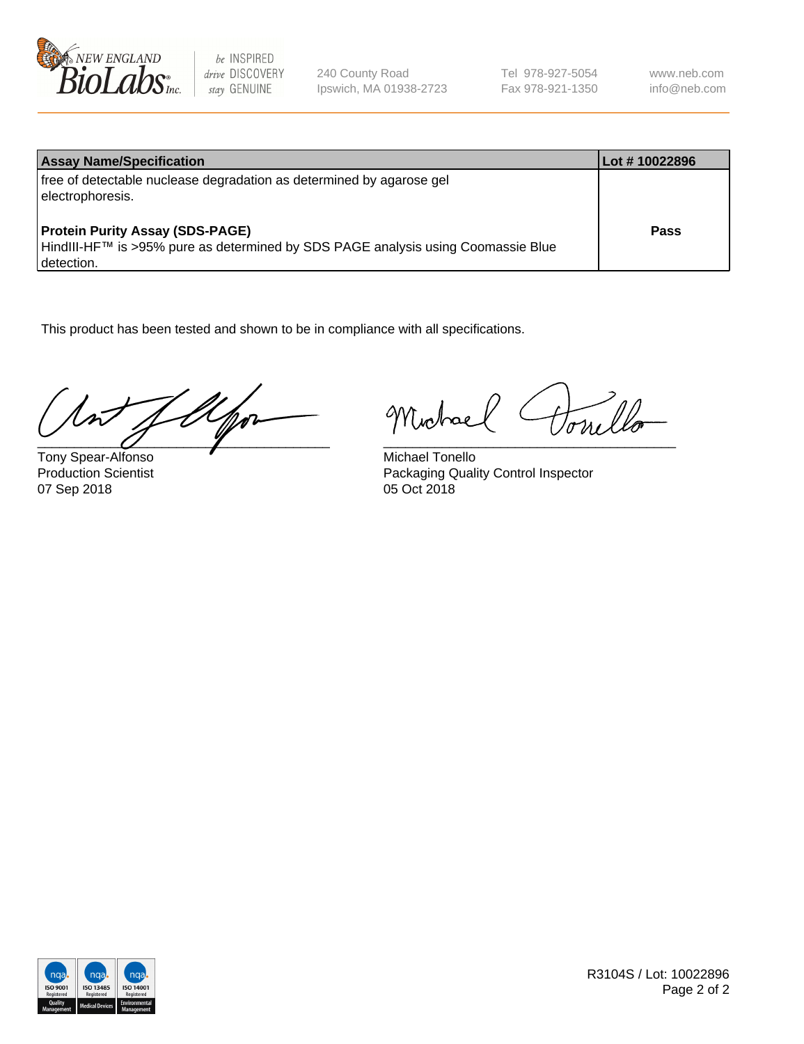240 County Road
Ipswich, MA 01938-2723

Tel 978-927-5054
Fax 978-921-1350

www.neb.com
info@neb.com

| Assay Name/Specification | Lot # 10022896 |
|---|---|
| free of detectable nuclease degradation as determined by agarose gel electrophoresis. | |
| **Protein Purity Assay (SDS-PAGE)** HindIII-HF™ is >95% pure as determined by SDS PAGE analysis using Coomassie Blue detection. | **Pass** |

This product has been tested and shown to be in compliance with all specifications.

Tony Spear-Alfonso
Production Scientist
07 Sep 2018

Michael Tonello
Packaging Quality Control Inspector
05 Oct 2018

R3104S / Lot: 10022896